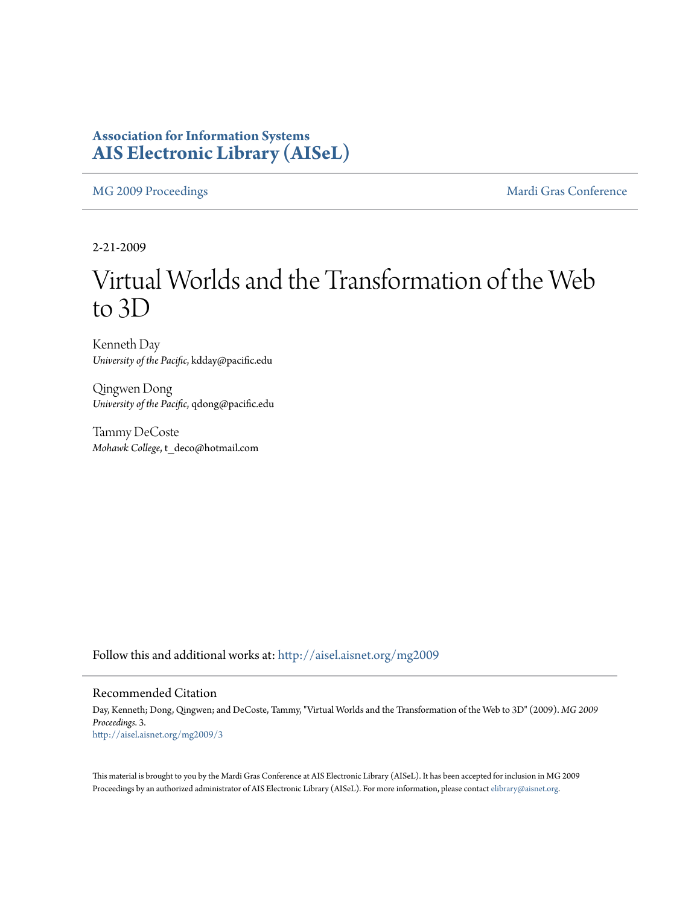**Association for Information Systems**
**AIS Electronic Library (AISeL)**

MG 2009 Proceedings | Mardi Gras Conference

2-21-2009

# Virtual Worlds and the Transformation of the Web to 3D

Kenneth Day
*University of the Pacific*, kdday@pacific.edu

Qingwen Dong
*University of the Pacific*, qdong@pacific.edu

Tammy DeCoste
*Mohawk College*, t_deco@hotmail.com

Follow this and additional works at: http://aisel.aisnet.org/mg2009

## Recommended Citation

Day, Kenneth; Dong, Qingwen; and DeCoste, Tammy, "Virtual Worlds and the Transformation of the Web to 3D" (2009). *MG 2009 Proceedings*. 3.
http://aisel.aisnet.org/mg2009/3

This material is brought to you by the Mardi Gras Conference at AIS Electronic Library (AISeL). It has been accepted for inclusion in MG 2009 Proceedings by an authorized administrator of AIS Electronic Library (AISeL). For more information, please contact elibrary@aisnet.org.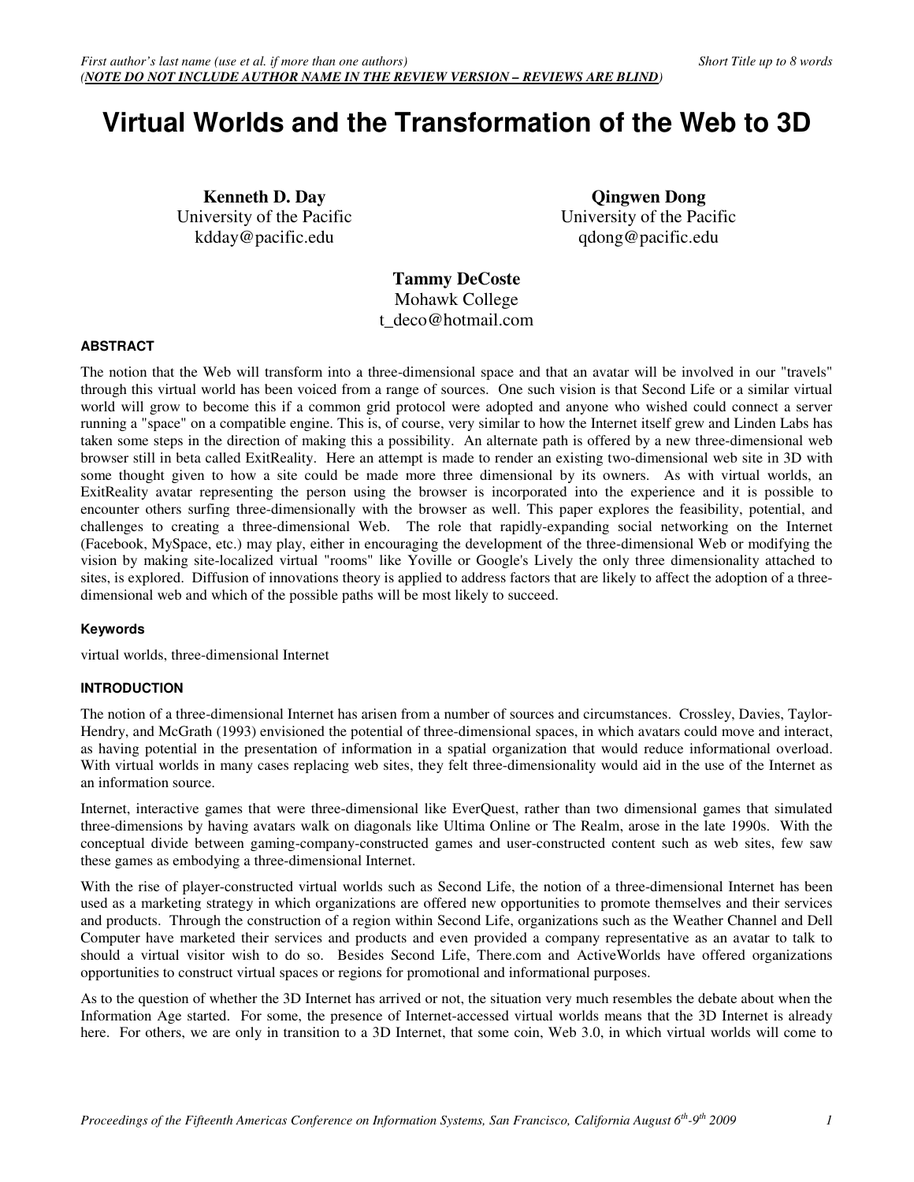# Virtual Worlds and the Transformation of the Web to 3D

**Kenneth D. Day**
University of the Pacific
kdday@pacific.edu

**Qingwen Dong**
University of the Pacific
qdong@pacific.edu

**Tammy DeCoste**
Mohawk College
t_deco@hotmail.com

### ABSTRACT

The notion that the Web will transform into a three-dimensional space and that an avatar will be involved in our "travels" through this virtual world has been voiced from a range of sources. One such vision is that Second Life or a similar virtual world will grow to become this if a common grid protocol were adopted and anyone who wished could connect a server running a "space" on a compatible engine. This is, of course, very similar to how the Internet itself grew and Linden Labs has taken some steps in the direction of making this a possibility. An alternate path is offered by a new three-dimensional web browser still in beta called ExitReality. Here an attempt is made to render an existing two-dimensional web site in 3D with some thought given to how a site could be made more three dimensional by its owners. As with virtual worlds, an ExitReality avatar representing the person using the browser is incorporated into the experience and it is possible to encounter others surfing three-dimensionally with the browser as well. This paper explores the feasibility, potential, and challenges to creating a three-dimensional Web. The role that rapidly-expanding social networking on the Internet (Facebook, MySpace, etc.) may play, either in encouraging the development of the three-dimensional Web or modifying the vision by making site-localized virtual "rooms" like Yoville or Google's Lively the only three dimensionality attached to sites, is explored. Diffusion of innovations theory is applied to address factors that are likely to affect the adoption of a three-dimensional web and which of the possible paths will be most likely to succeed.

### Keywords

virtual worlds, three-dimensional Internet

### INTRODUCTION

The notion of a three-dimensional Internet has arisen from a number of sources and circumstances. Crossley, Davies, Taylor-Hendry, and McGrath (1993) envisioned the potential of three-dimensional spaces, in which avatars could move and interact, as having potential in the presentation of information in a spatial organization that would reduce informational overload. With virtual worlds in many cases replacing web sites, they felt three-dimensionality would aid in the use of the Internet as an information source.

Internet, interactive games that were three-dimensional like EverQuest, rather than two dimensional games that simulated three-dimensions by having avatars walk on diagonals like Ultima Online or The Realm, arose in the late 1990s. With the conceptual divide between gaming-company-constructed games and user-constructed content such as web sites, few saw these games as embodying a three-dimensional Internet.

With the rise of player-constructed virtual worlds such as Second Life, the notion of a three-dimensional Internet has been used as a marketing strategy in which organizations are offered new opportunities to promote themselves and their services and products. Through the construction of a region within Second Life, organizations such as the Weather Channel and Dell Computer have marketed their services and products and even provided a company representative as an avatar to talk to should a virtual visitor wish to do so. Besides Second Life, There.com and ActiveWorlds have offered organizations opportunities to construct virtual spaces or regions for promotional and informational purposes.

As to the question of whether the 3D Internet has arrived or not, the situation very much resembles the debate about when the Information Age started. For some, the presence of Internet-accessed virtual worlds means that the 3D Internet is already here. For others, we are only in transition to a 3D Internet, that some coin, Web 3.0, in which virtual worlds will come to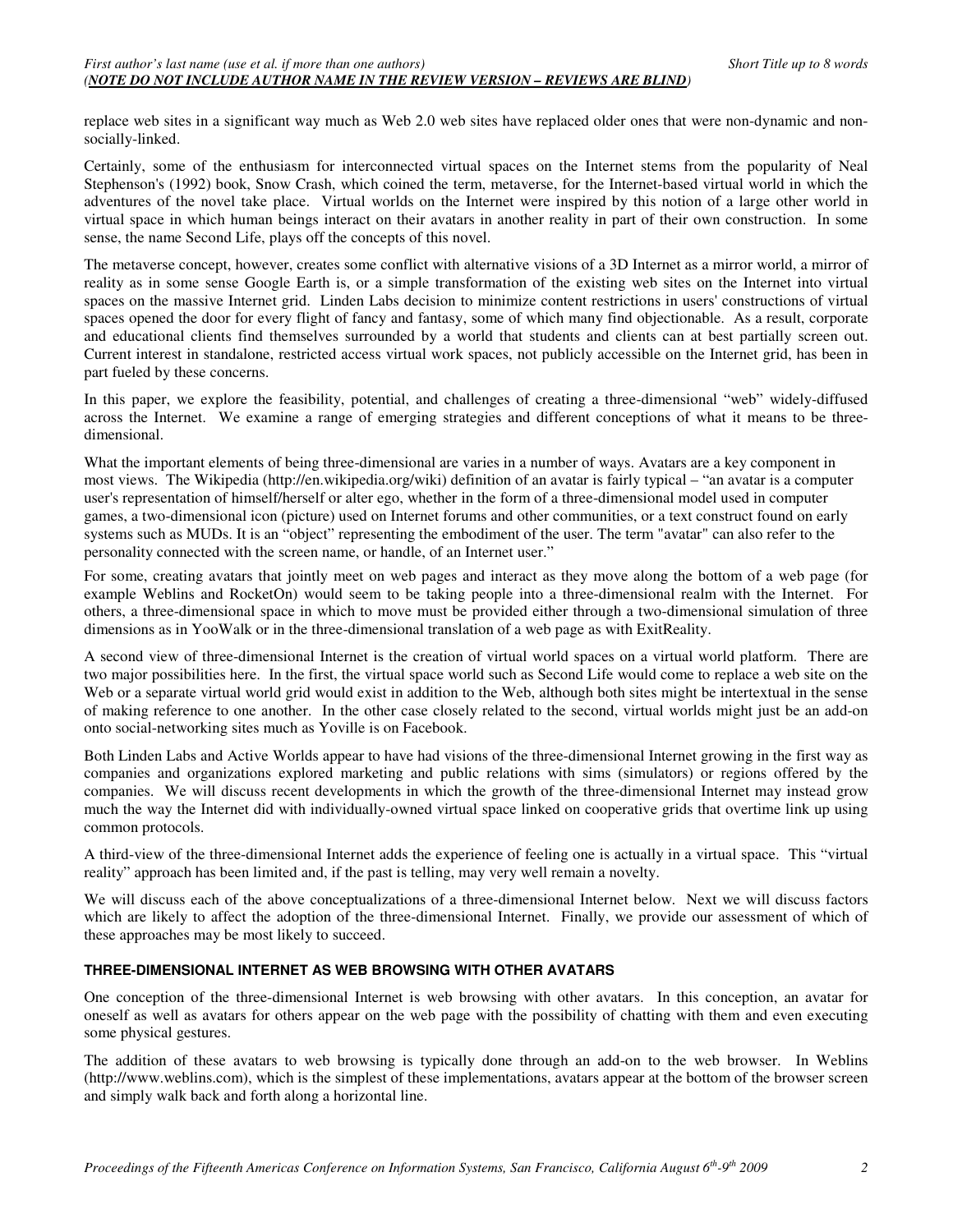replace web sites in a significant way much as Web 2.0 web sites have replaced older ones that were non-dynamic and non-socially-linked.

Certainly, some of the enthusiasm for interconnected virtual spaces on the Internet stems from the popularity of Neal Stephenson's (1992) book, Snow Crash, which coined the term, metaverse, for the Internet-based virtual world in which the adventures of the novel take place. Virtual worlds on the Internet were inspired by this notion of a large other world in virtual space in which human beings interact on their avatars in another reality in part of their own construction. In some sense, the name Second Life, plays off the concepts of this novel.

The metaverse concept, however, creates some conflict with alternative visions of a 3D Internet as a mirror world, a mirror of reality as in some sense Google Earth is, or a simple transformation of the existing web sites on the Internet into virtual spaces on the massive Internet grid. Linden Labs decision to minimize content restrictions in users' constructions of virtual spaces opened the door for every flight of fancy and fantasy, some of which many find objectionable. As a result, corporate and educational clients find themselves surrounded by a world that students and clients can at best partially screen out. Current interest in standalone, restricted access virtual work spaces, not publicly accessible on the Internet grid, has been in part fueled by these concerns.

In this paper, we explore the feasibility, potential, and challenges of creating a three-dimensional "web" widely-diffused across the Internet. We examine a range of emerging strategies and different conceptions of what it means to be three-dimensional.

What the important elements of being three-dimensional are varies in a number of ways. Avatars are a key component in most views. The Wikipedia (http://en.wikipedia.org/wiki) definition of an avatar is fairly typical – "an avatar is a computer user's representation of himself/herself or alter ego, whether in the form of a three-dimensional model used in computer games, a two-dimensional icon (picture) used on Internet forums and other communities, or a text construct found on early systems such as MUDs. It is an "object" representing the embodiment of the user. The term "avatar" can also refer to the personality connected with the screen name, or handle, of an Internet user."

For some, creating avatars that jointly meet on web pages and interact as they move along the bottom of a web page (for example Weblins and RocketOn) would seem to be taking people into a three-dimensional realm with the Internet. For others, a three-dimensional space in which to move must be provided either through a two-dimensional simulation of three dimensions as in YooWalk or in the three-dimensional translation of a web page as with ExitReality.

A second view of three-dimensional Internet is the creation of virtual world spaces on a virtual world platform. There are two major possibilities here. In the first, the virtual space world such as Second Life would come to replace a web site on the Web or a separate virtual world grid would exist in addition to the Web, although both sites might be intertextual in the sense of making reference to one another. In the other case closely related to the second, virtual worlds might just be an add-on onto social-networking sites much as Yoville is on Facebook.

Both Linden Labs and Active Worlds appear to have had visions of the three-dimensional Internet growing in the first way as companies and organizations explored marketing and public relations with sims (simulators) or regions offered by the companies. We will discuss recent developments in which the growth of the three-dimensional Internet may instead grow much the way the Internet did with individually-owned virtual space linked on cooperative grids that overtime link up using common protocols.

A third-view of the three-dimensional Internet adds the experience of feeling one is actually in a virtual space. This "virtual reality" approach has been limited and, if the past is telling, may very well remain a novelty.

We will discuss each of the above conceptualizations of a three-dimensional Internet below. Next we will discuss factors which are likely to affect the adoption of the three-dimensional Internet. Finally, we provide our assessment of which of these approaches may be most likely to succeed.

## THREE-DIMENSIONAL INTERNET AS WEB BROWSING WITH OTHER AVATARS

One conception of the three-dimensional Internet is web browsing with other avatars. In this conception, an avatar for oneself as well as avatars for others appear on the web page with the possibility of chatting with them and even executing some physical gestures.

The addition of these avatars to web browsing is typically done through an add-on to the web browser. In Weblins (http://www.weblins.com), which is the simplest of these implementations, avatars appear at the bottom of the browser screen and simply walk back and forth along a horizontal line.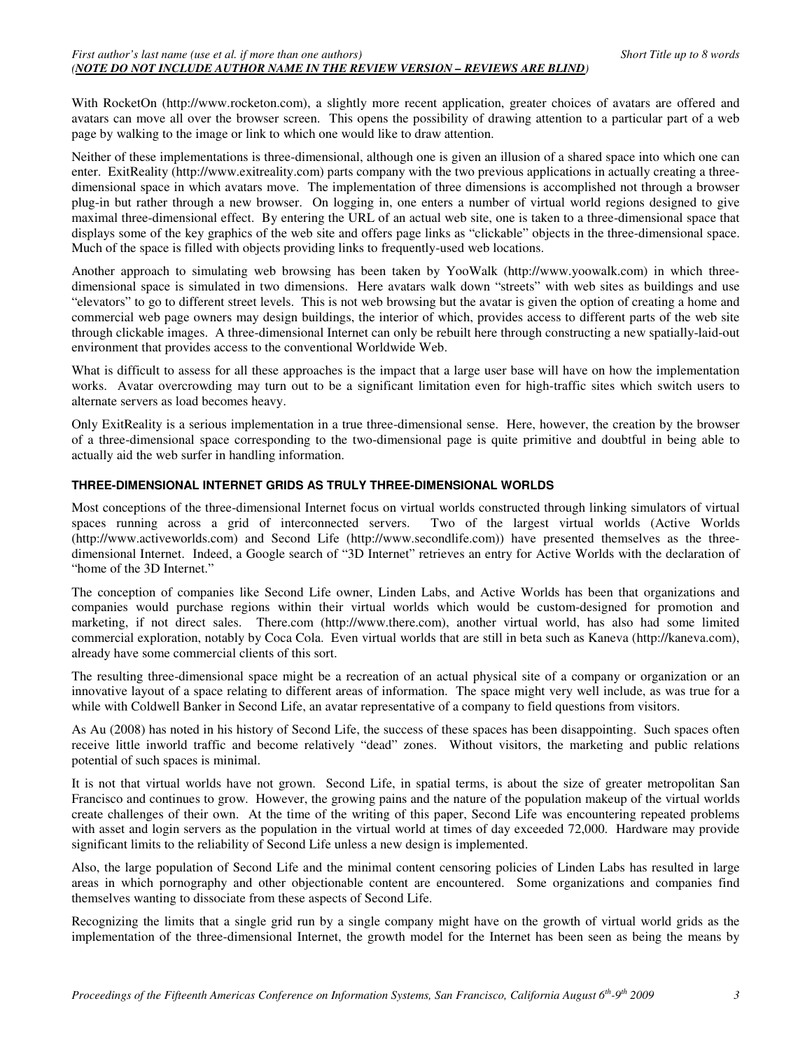With RocketOn (http://www.rocketon.com), a slightly more recent application, greater choices of avatars are offered and avatars can move all over the browser screen. This opens the possibility of drawing attention to a particular part of a web page by walking to the image or link to which one would like to draw attention.

Neither of these implementations is three-dimensional, although one is given an illusion of a shared space into which one can enter. ExitReality (http://www.exitreality.com) parts company with the two previous applications in actually creating a three-dimensional space in which avatars move. The implementation of three dimensions is accomplished not through a browser plug-in but rather through a new browser. On logging in, one enters a number of virtual world regions designed to give maximal three-dimensional effect. By entering the URL of an actual web site, one is taken to a three-dimensional space that displays some of the key graphics of the web site and offers page links as "clickable" objects in the three-dimensional space. Much of the space is filled with objects providing links to frequently-used web locations.

Another approach to simulating web browsing has been taken by YooWalk (http://www.yoowalk.com) in which three-dimensional space is simulated in two dimensions. Here avatars walk down "streets" with web sites as buildings and use "elevators" to go to different street levels. This is not web browsing but the avatar is given the option of creating a home and commercial web page owners may design buildings, the interior of which, provides access to different parts of the web site through clickable images. A three-dimensional Internet can only be rebuilt here through constructing a new spatially-laid-out environment that provides access to the conventional Worldwide Web.

What is difficult to assess for all these approaches is the impact that a large user base will have on how the implementation works. Avatar overcrowding may turn out to be a significant limitation even for high-traffic sites which switch users to alternate servers as load becomes heavy.

Only ExitReality is a serious implementation in a true three-dimensional sense. Here, however, the creation by the browser of a three-dimensional space corresponding to the two-dimensional page is quite primitive and doubtful in being able to actually aid the web surfer in handling information.

## THREE-DIMENSIONAL INTERNET GRIDS AS TRULY THREE-DIMENSIONAL WORLDS

Most conceptions of the three-dimensional Internet focus on virtual worlds constructed through linking simulators of virtual spaces running across a grid of interconnected servers. Two of the largest virtual worlds (Active Worlds (http://www.activeworlds.com) and Second Life (http://www.secondlife.com)) have presented themselves as the three-dimensional Internet. Indeed, a Google search of "3D Internet" retrieves an entry for Active Worlds with the declaration of "home of the 3D Internet."

The conception of companies like Second Life owner, Linden Labs, and Active Worlds has been that organizations and companies would purchase regions within their virtual worlds which would be custom-designed for promotion and marketing, if not direct sales. There.com (http://www.there.com), another virtual world, has also had some limited commercial exploration, notably by Coca Cola. Even virtual worlds that are still in beta such as Kaneva (http://kaneva.com), already have some commercial clients of this sort.

The resulting three-dimensional space might be a recreation of an actual physical site of a company or organization or an innovative layout of a space relating to different areas of information. The space might very well include, as was true for a while with Coldwell Banker in Second Life, an avatar representative of a company to field questions from visitors.

As Au (2008) has noted in his history of Second Life, the success of these spaces has been disappointing. Such spaces often receive little inworld traffic and become relatively "dead" zones. Without visitors, the marketing and public relations potential of such spaces is minimal.

It is not that virtual worlds have not grown. Second Life, in spatial terms, is about the size of greater metropolitan San Francisco and continues to grow. However, the growing pains and the nature of the population makeup of the virtual worlds create challenges of their own. At the time of the writing of this paper, Second Life was encountering repeated problems with asset and login servers as the population in the virtual world at times of day exceeded 72,000. Hardware may provide significant limits to the reliability of Second Life unless a new design is implemented.

Also, the large population of Second Life and the minimal content censoring policies of Linden Labs has resulted in large areas in which pornography and other objectionable content are encountered. Some organizations and companies find themselves wanting to dissociate from these aspects of Second Life.

Recognizing the limits that a single grid run by a single company might have on the growth of virtual world grids as the implementation of the three-dimensional Internet, the growth model for the Internet has been seen as being the means by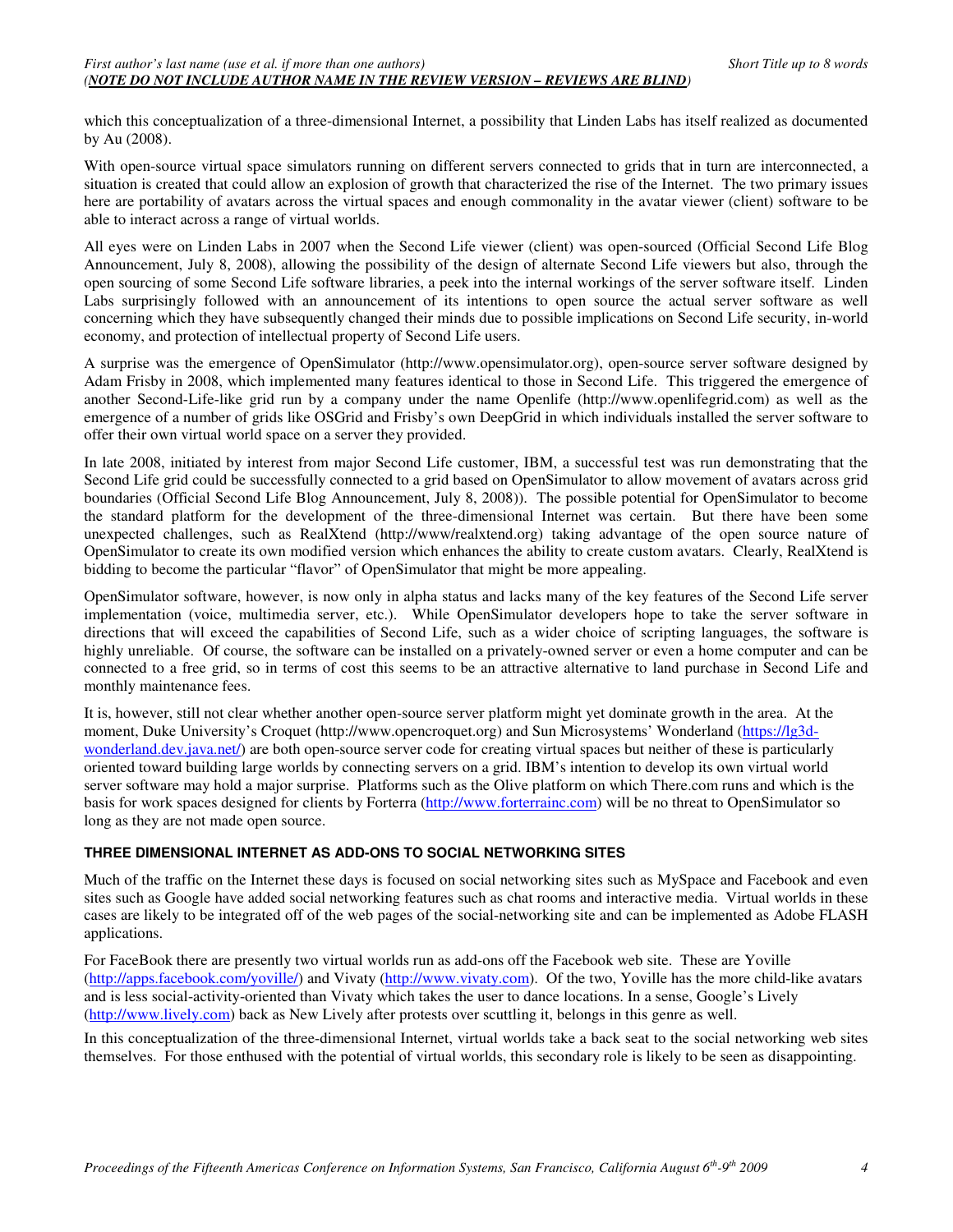which this conceptualization of a three-dimensional Internet, a possibility that Linden Labs has itself realized as documented by Au (2008).

With open-source virtual space simulators running on different servers connected to grids that in turn are interconnected, a situation is created that could allow an explosion of growth that characterized the rise of the Internet. The two primary issues here are portability of avatars across the virtual spaces and enough commonality in the avatar viewer (client) software to be able to interact across a range of virtual worlds.

All eyes were on Linden Labs in 2007 when the Second Life viewer (client) was open-sourced (Official Second Life Blog Announcement, July 8, 2008), allowing the possibility of the design of alternate Second Life viewers but also, through the open sourcing of some Second Life software libraries, a peek into the internal workings of the server software itself. Linden Labs surprisingly followed with an announcement of its intentions to open source the actual server software as well concerning which they have subsequently changed their minds due to possible implications on Second Life security, in-world economy, and protection of intellectual property of Second Life users.

A surprise was the emergence of OpenSimulator (http://www.opensimulator.org), open-source server software designed by Adam Frisby in 2008, which implemented many features identical to those in Second Life. This triggered the emergence of another Second-Life-like grid run by a company under the name Openlife (http://www.openlifegrid.com) as well as the emergence of a number of grids like OSGrid and Frisby's own DeepGrid in which individuals installed the server software to offer their own virtual world space on a server they provided.

In late 2008, initiated by interest from major Second Life customer, IBM, a successful test was run demonstrating that the Second Life grid could be successfully connected to a grid based on OpenSimulator to allow movement of avatars across grid boundaries (Official Second Life Blog Announcement, July 8, 2008)). The possible potential for OpenSimulator to become the standard platform for the development of the three-dimensional Internet was certain. But there have been some unexpected challenges, such as RealXtend (http://www/realxtend.org) taking advantage of the open source nature of OpenSimulator to create its own modified version which enhances the ability to create custom avatars. Clearly, RealXtend is bidding to become the particular "flavor" of OpenSimulator that might be more appealing.

OpenSimulator software, however, is now only in alpha status and lacks many of the key features of the Second Life server implementation (voice, multimedia server, etc.). While OpenSimulator developers hope to take the server software in directions that will exceed the capabilities of Second Life, such as a wider choice of scripting languages, the software is highly unreliable. Of course, the software can be installed on a privately-owned server or even a home computer and can be connected to a free grid, so in terms of cost this seems to be an attractive alternative to land purchase in Second Life and monthly maintenance fees.

It is, however, still not clear whether another open-source server platform might yet dominate growth in the area. At the moment, Duke University's Croquet (http://www.opencroquet.org) and Sun Microsystems' Wonderland (https://lg3d-wonderland.dev.java.net/) are both open-source server code for creating virtual spaces but neither of these is particularly oriented toward building large worlds by connecting servers on a grid. IBM's intention to develop its own virtual world server software may hold a major surprise. Platforms such as the Olive platform on which There.com runs and which is the basis for work spaces designed for clients by Forterra (http://www.forterrainc.com) will be no threat to OpenSimulator so long as they are not made open source.

## THREE DIMENSIONAL INTERNET AS ADD-ONS TO SOCIAL NETWORKING SITES

Much of the traffic on the Internet these days is focused on social networking sites such as MySpace and Facebook and even sites such as Google have added social networking features such as chat rooms and interactive media. Virtual worlds in these cases are likely to be integrated off of the web pages of the social-networking site and can be implemented as Adobe FLASH applications.

For FaceBook there are presently two virtual worlds run as add-ons off the Facebook web site. These are Yoville (http://apps.facebook.com/yoville/) and Vivaty (http://www.vivaty.com). Of the two, Yoville has the more child-like avatars and is less social-activity-oriented than Vivaty which takes the user to dance locations. In a sense, Google's Lively (http://www.lively.com) back as New Lively after protests over scuttling it, belongs in this genre as well.

In this conceptualization of the three-dimensional Internet, virtual worlds take a back seat to the social networking web sites themselves. For those enthused with the potential of virtual worlds, this secondary role is likely to be seen as disappointing.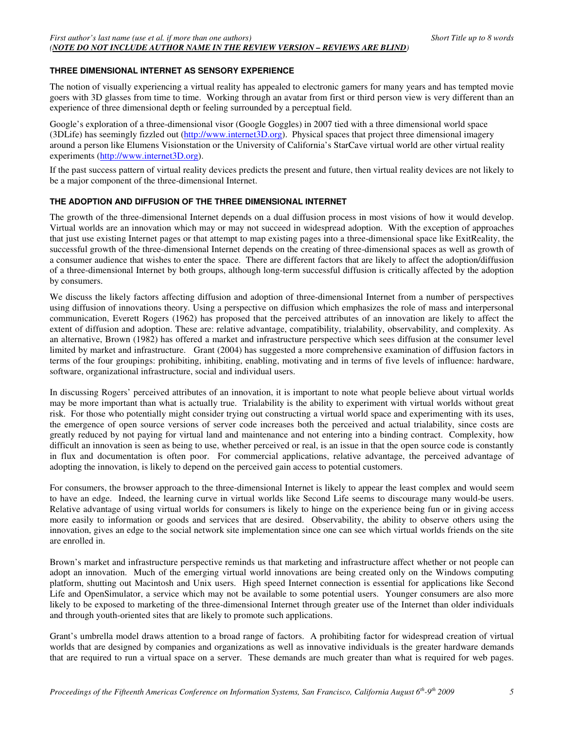### THREE DIMENSIONAL INTERNET AS SENSORY EXPERIENCE

The notion of visually experiencing a virtual reality has appealed to electronic gamers for many years and has tempted movie goers with 3D glasses from time to time. Working through an avatar from first or third person view is very different than an experience of three dimensional depth or feeling surrounded by a perceptual field.

Google's exploration of a three-dimensional visor (Google Goggles) in 2007 tied with a three dimensional world space (3DLife) has seemingly fizzled out (http://www.internet3D.org). Physical spaces that project three dimensional imagery around a person like Elumens Visionstation or the University of California's StarCave virtual world are other virtual reality experiments (http://www.internet3D.org).

If the past success pattern of virtual reality devices predicts the present and future, then virtual reality devices are not likely to be a major component of the three-dimensional Internet.

### THE ADOPTION AND DIFFUSION OF THE THREE DIMENSIONAL INTERNET

The growth of the three-dimensional Internet depends on a dual diffusion process in most visions of how it would develop. Virtual worlds are an innovation which may or may not succeed in widespread adoption. With the exception of approaches that just use existing Internet pages or that attempt to map existing pages into a three-dimensional space like ExitReality, the successful growth of the three-dimensional Internet depends on the creating of three-dimensional spaces as well as growth of a consumer audience that wishes to enter the space. There are different factors that are likely to affect the adoption/diffusion of a three-dimensional Internet by both groups, although long-term successful diffusion is critically affected by the adoption by consumers.

We discuss the likely factors affecting diffusion and adoption of three-dimensional Internet from a number of perspectives using diffusion of innovations theory. Using a perspective on diffusion which emphasizes the role of mass and interpersonal communication, Everett Rogers (1962) has proposed that the perceived attributes of an innovation are likely to affect the extent of diffusion and adoption. These are: relative advantage, compatibility, trialability, observability, and complexity. As an alternative, Brown (1982) has offered a market and infrastructure perspective which sees diffusion at the consumer level limited by market and infrastructure. Grant (2004) has suggested a more comprehensive examination of diffusion factors in terms of the four groupings: prohibiting, inhibiting, enabling, motivating and in terms of five levels of influence: hardware, software, organizational infrastructure, social and individual users.

In discussing Rogers' perceived attributes of an innovation, it is important to note what people believe about virtual worlds may be more important than what is actually true. Trialability is the ability to experiment with virtual worlds without great risk. For those who potentially might consider trying out constructing a virtual world space and experimenting with its uses, the emergence of open source versions of server code increases both the perceived and actual trialability, since costs are greatly reduced by not paying for virtual land and maintenance and not entering into a binding contract. Complexity, how difficult an innovation is seen as being to use, whether perceived or real, is an issue in that the open source code is constantly in flux and documentation is often poor. For commercial applications, relative advantage, the perceived advantage of adopting the innovation, is likely to depend on the perceived gain access to potential customers.

For consumers, the browser approach to the three-dimensional Internet is likely to appear the least complex and would seem to have an edge. Indeed, the learning curve in virtual worlds like Second Life seems to discourage many would-be users. Relative advantage of using virtual worlds for consumers is likely to hinge on the experience being fun or in giving access more easily to information or goods and services that are desired. Observability, the ability to observe others using the innovation, gives an edge to the social network site implementation since one can see which virtual worlds friends on the site are enrolled in.

Brown's market and infrastructure perspective reminds us that marketing and infrastructure affect whether or not people can adopt an innovation. Much of the emerging virtual world innovations are being created only on the Windows computing platform, shutting out Macintosh and Unix users. High speed Internet connection is essential for applications like Second Life and OpenSimulator, a service which may not be available to some potential users. Younger consumers are also more likely to be exposed to marketing of the three-dimensional Internet through greater use of the Internet than older individuals and through youth-oriented sites that are likely to promote such applications.

Grant's umbrella model draws attention to a broad range of factors. A prohibiting factor for widespread creation of virtual worlds that are designed by companies and organizations as well as innovative individuals is the greater hardware demands that are required to run a virtual space on a server. These demands are much greater than what is required for web pages.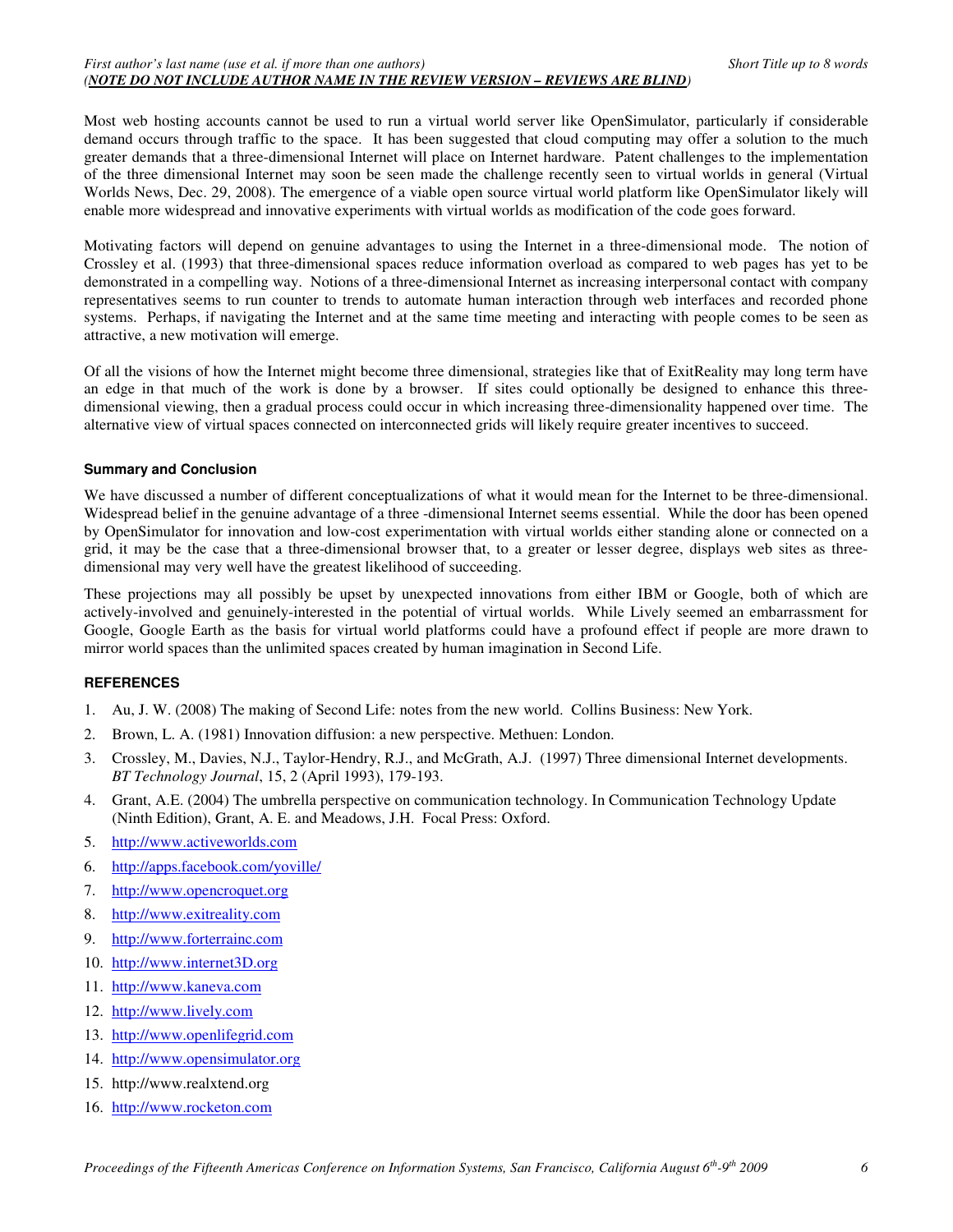Most web hosting accounts cannot be used to run a virtual world server like OpenSimulator, particularly if considerable demand occurs through traffic to the space. It has been suggested that cloud computing may offer a solution to the much greater demands that a three-dimensional Internet will place on Internet hardware. Patent challenges to the implementation of the three dimensional Internet may soon be seen made the challenge recently seen to virtual worlds in general (Virtual Worlds News, Dec. 29, 2008). The emergence of a viable open source virtual world platform like OpenSimulator likely will enable more widespread and innovative experiments with virtual worlds as modification of the code goes forward.

Motivating factors will depend on genuine advantages to using the Internet in a three-dimensional mode. The notion of Crossley et al. (1993) that three-dimensional spaces reduce information overload as compared to web pages has yet to be demonstrated in a compelling way. Notions of a three-dimensional Internet as increasing interpersonal contact with company representatives seems to run counter to trends to automate human interaction through web interfaces and recorded phone systems. Perhaps, if navigating the Internet and at the same time meeting and interacting with people comes to be seen as attractive, a new motivation will emerge.

Of all the visions of how the Internet might become three dimensional, strategies like that of ExitReality may long term have an edge in that much of the work is done by a browser. If sites could optionally be designed to enhance this three-dimensional viewing, then a gradual process could occur in which increasing three-dimensionality happened over time. The alternative view of virtual spaces connected on interconnected grids will likely require greater incentives to succeed.

## Summary and Conclusion

We have discussed a number of different conceptualizations of what it would mean for the Internet to be three-dimensional. Widespread belief in the genuine advantage of a three -dimensional Internet seems essential. While the door has been opened by OpenSimulator for innovation and low-cost experimentation with virtual worlds either standing alone or connected on a grid, it may be the case that a three-dimensional browser that, to a greater or lesser degree, displays web sites as three-dimensional may very well have the greatest likelihood of succeeding.

These projections may all possibly be upset by unexpected innovations from either IBM or Google, both of which are actively-involved and genuinely-interested in the potential of virtual worlds. While Lively seemed an embarrassment for Google, Google Earth as the basis for virtual world platforms could have a profound effect if people are more drawn to mirror world spaces than the unlimited spaces created by human imagination in Second Life.

## REFERENCES

1. Au, J. W. (2008) The making of Second Life: notes from the new world. Collins Business: New York.
2. Brown, L. A. (1981) Innovation diffusion: a new perspective. Methuen: London.
3. Crossley, M., Davies, N.J., Taylor-Hendry, R.J., and McGrath, A.J. (1997) Three dimensional Internet developments. *BT Technology Journal*, 15, 2 (April 1993), 179-193.
4. Grant, A.E. (2004) The umbrella perspective on communication technology. In Communication Technology Update (Ninth Edition), Grant, A. E. and Meadows, J.H. Focal Press: Oxford.
5. http://www.activeworlds.com
6. http://apps.facebook.com/yoville/
7. http://www.opencroquet.org
8. http://www.exitreality.com
9. http://www.forterrainc.com
10. http://www.internet3D.org
11. http://www.kaneva.com
12. http://www.lively.com
13. http://www.openlifegrid.com
14. http://www.opensimulator.org
15. http://www.realxtend.org
16. http://www.rocketon.com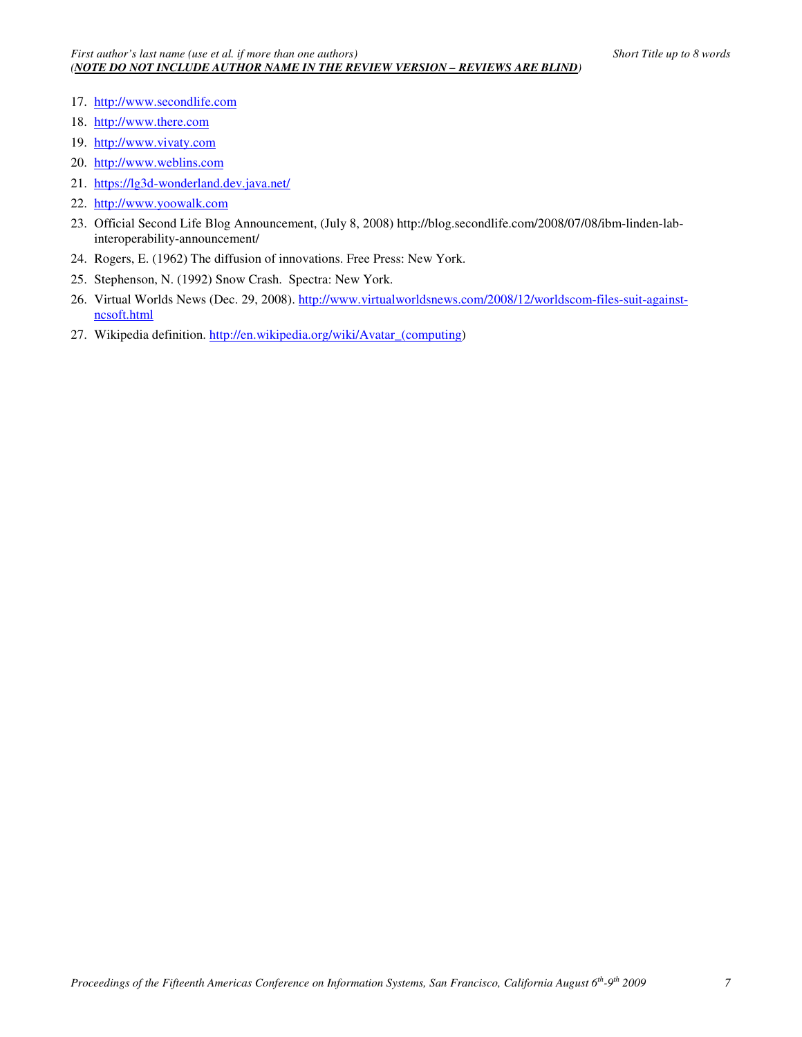17. http://www.secondlife.com
18. http://www.there.com
19. http://www.vivaty.com
20. http://www.weblins.com
21. https://lg3d-wonderland.dev.java.net/
22. http://www.yoowalk.com
23. Official Second Life Blog Announcement, (July 8, 2008) http://blog.secondlife.com/2008/07/08/ibm-linden-lab-interoperability-announcement/
24. Rogers, E. (1962) The diffusion of innovations. Free Press: New York.
25. Stephenson, N. (1992) Snow Crash. Spectra: New York.
26. Virtual Worlds News (Dec. 29, 2008). http://www.virtualworldsnews.com/2008/12/worldscom-files-suit-against-ncsoft.html
27. Wikipedia definition. http://en.wikipedia.org/wiki/Avatar_(computing)